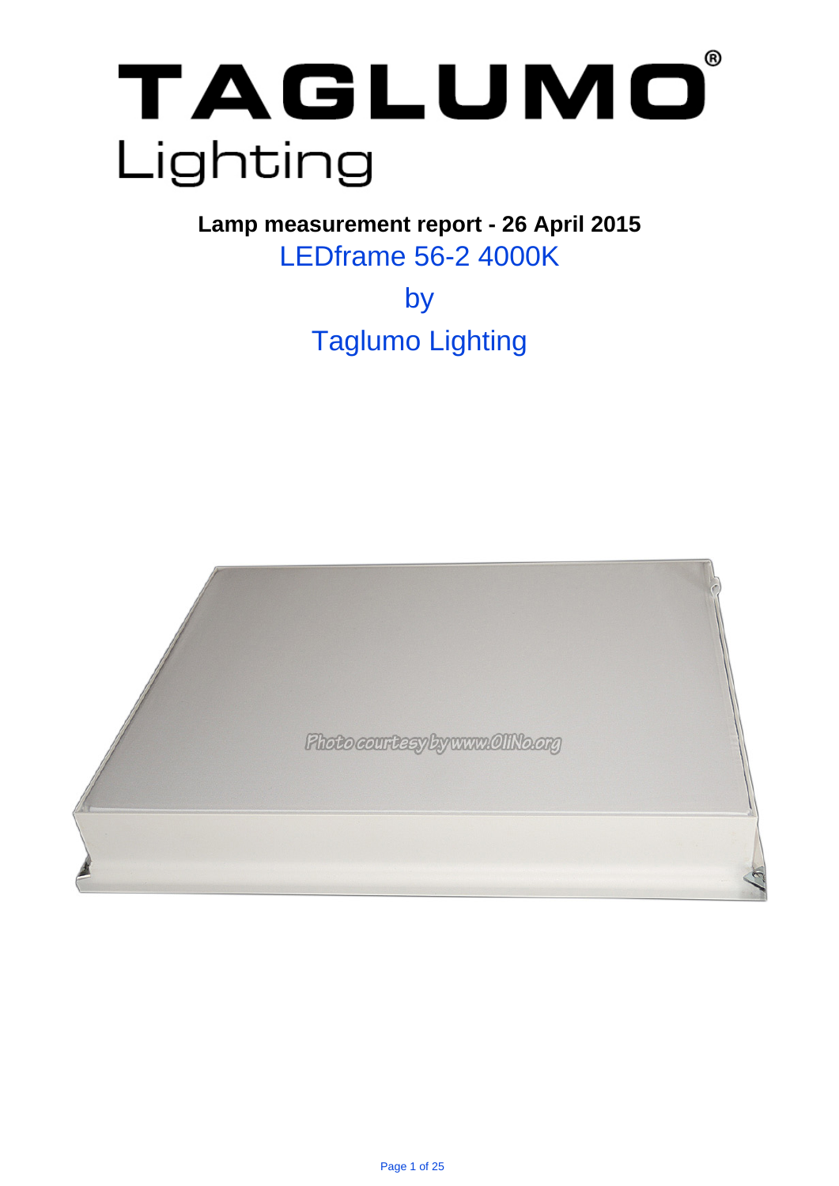# TAGLUMO® Lighting

**Lamp measurement report - 26 April 2015**

LEDframe 56-2 4000K

by

Taglumo Lighting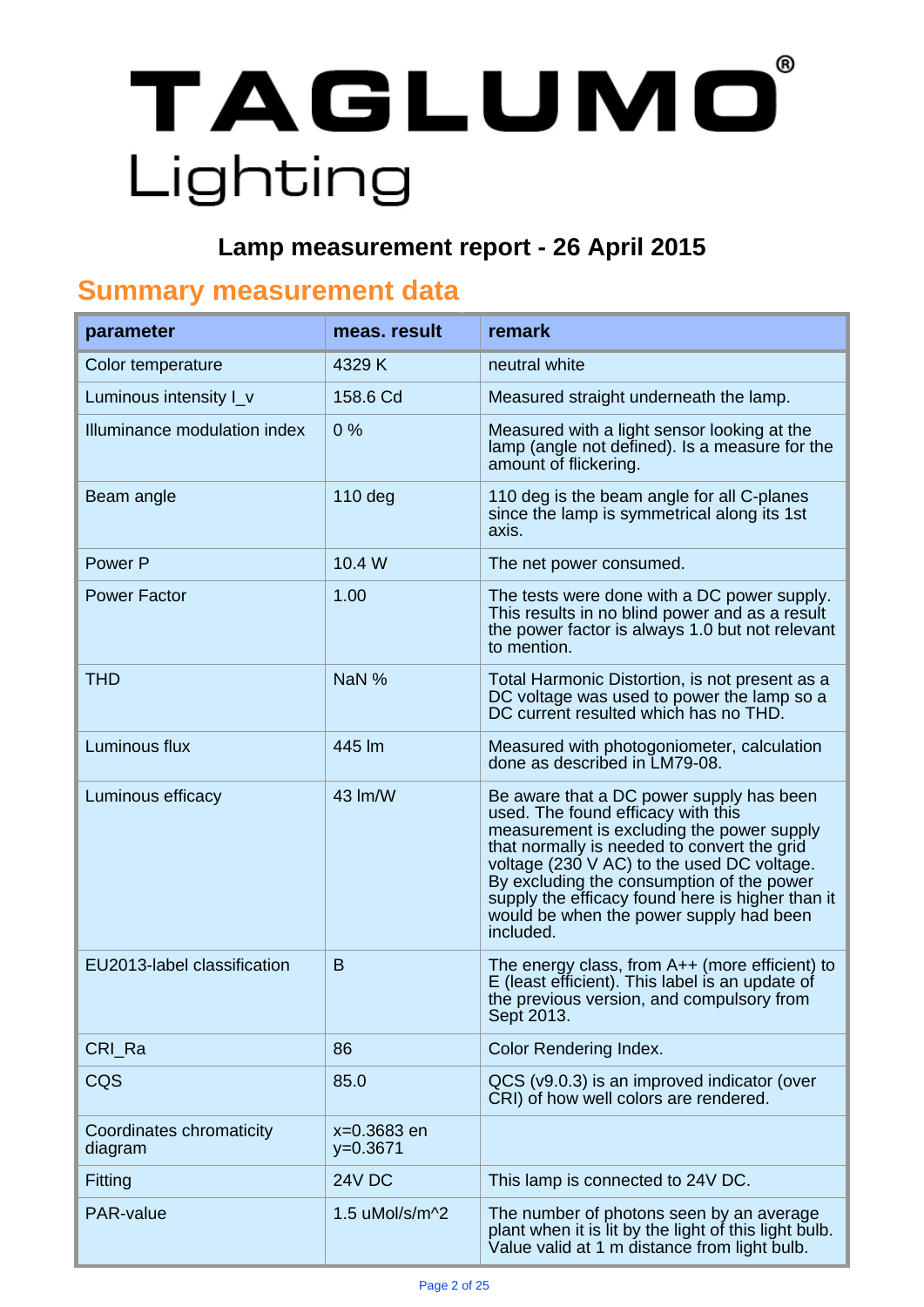# TAGLUMO® Lighting

## Lamp measurement report - 26 April 2015

## Summary measurement data

| parameter | meas. result | remark |
|---|---|---|
| Color temperature | 4329 K | neutral white |
| Luminous intensity I_v | 158.6 Cd | Measured straight underneath the lamp. |
| Illuminance modulation index | 0 % | Measured with a light sensor looking at the lamp (angle not defined). Is a measure for the amount of flickering. |
| Beam angle | 110 deg | 110 deg is the beam angle for all C-planes since the lamp is symmetrical along its 1st axis. |
| Power P | 10.4 W | The net power consumed. |
| Power Factor | 1.00 | The tests were done with a DC power supply. This results in no blind power and as a result the power factor is always 1.0 but not relevant to mention. |
| THD | NaN % | Total Harmonic Distortion, is not present as a DC voltage was used to power the lamp so a DC current resulted which has no THD. |
| Luminous flux | 445 lm | Measured with photogoniometer, calculation done as described in LM79-08. |
| Luminous efficacy | 43 lm/W | Be aware that a DC power supply has been used. The found efficacy with this measurement is excluding the power supply that normally is needed to convert the grid voltage (230 V AC) to the used DC voltage. By excluding the consumption of the power supply the efficacy found here is higher than it would be when the power supply had been included. |
| EU2013-label classification | B | The energy class, from A++ (more efficient) to E (least efficient). This label is an update of the previous version, and compulsory from Sept 2013. |
| CRI_Ra | 86 | Color Rendering Index. |
| CQS | 85.0 | QCS (v9.0.3) is an improved indicator (over CRI) of how well colors are rendered. |
| Coordinates chromaticity diagram | x=0.3683 en y=0.3671 | |
| Fitting | 24V DC | This lamp is connected to 24V DC. |
| PAR-value | 1.5 uMol/s/m^2 | The number of photons seen by an average plant when it is lit by the light of this light bulb. Value valid at 1 m distance from light bulb. |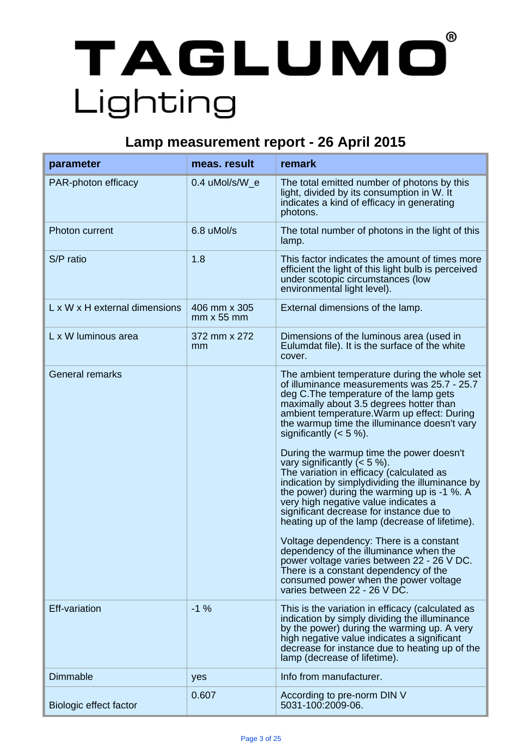# TAGLUMO® Lighting

## Lamp measurement report - 26 April 2015

| parameter | meas. result | remark |
|---|---|---|
| PAR-photon efficacy | 0.4 uMol/s/W_e | The total emitted number of photons by this light, divided by its consumption in W. It indicates a kind of efficacy in generating photons. |
| Photon current | 6.8 uMol/s | The total number of photons in the light of this lamp. |
| S/P ratio | 1.8 | This factor indicates the amount of times more efficient the light of this light bulb is perceived under scotopic circumstances (low environmental light level). |
| L x W x H external dimensions | 406 mm x 305 mm x 55 mm | External dimensions of the lamp. |
| L x W luminous area | 372 mm x 272 mm | Dimensions of the luminous area (used in Eulumdat file). It is the surface of the white cover. |
| General remarks | | The ambient temperature during the whole set of illuminance measurements was 25.7 - 25.7 deg C.The temperature of the lamp gets maximally about 3.5 degrees hotter than ambient temperature.Warm up effect: During the warmup time the illuminance doesn't vary significantly (< 5 %).<br><br>During the warmup time the power doesn't vary significantly (< 5 %).<br>The variation in efficacy (calculated as indication by simplydividing the illuminance by the power) during the warming up is -1 %. A very high negative value indicates a significant decrease for instance due to heating up of the lamp (decrease of lifetime).<br><br>Voltage dependency: There is a constant dependency of the illuminance when the power voltage varies between 22 - 26 V DC. There is a constant dependency of the consumed power when the power voltage varies between 22 - 26 V DC. |
| Eff-variation | -1 % | This is the variation in efficacy (calculated as indication by simply dividing the illuminance by the power) during the warming up. A very high negative value indicates a significant decrease for instance due to heating up of the lamp (decrease of lifetime). |
| Dimmable | yes | Info from manufacturer. |
| Biologic effect factor | 0.607 | According to pre-norm DIN V 5031-100:2009-06. |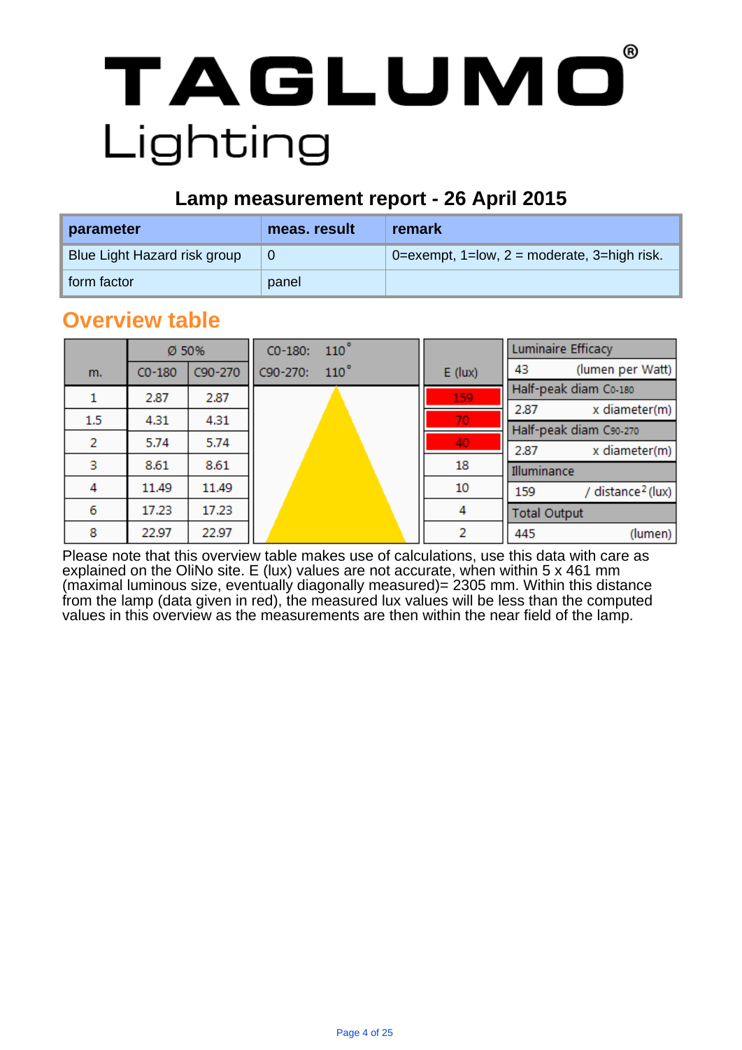# TAGLUMO® Lighting

## Lamp measurement report - 26 April 2015

| parameter | meas. result | remark |
|---|---|---|
| Blue Light Hazard risk group | 0 | 0=exempt, 1=low, 2 = moderate, 3=high risk. |
| form factor | panel | |

## Overview table

| m. | Ø 50% C0-180 | Ø 50% C90-270 | C0-180: 110° C90-270: 110° | E (lux) |
|---|---|---|---|---|
| 1 | 2.87 | 2.87 | | 159 |
| 1.5 | 4.31 | 4.31 | | 70 |
| 2 | 5.74 | 5.74 | | 40 |
| 3 | 8.61 | 8.61 | | 18 |
| 4 | 11.49 | 11.49 | | 10 |
| 6 | 17.23 | 17.23 | | 4 |
| 8 | 22.97 | 22.97 | | 2 |

| Luminaire Efficacy | |
|---|---|
| 43 | (lumen per Watt) |
| **Half-peak diam C0-180** | |
| 2.87 | x diameter(m) |
| **Half-peak diam C90-270** | |
| 2.87 | x diameter(m) |
| **Illuminance** | |
| 159 | / distance$^2$ (lux) |
| **Total Output** | |
| 445 | (lumen) |

Please note that this overview table makes use of calculations, use this data with care as explained on the OliNo site. E (lux) values are not accurate, when within 5 x 461 mm (maximal luminous size, eventually diagonally measured)= 2305 mm. Within this distance from the lamp (data given in red), the measured lux values will be less than the computed values in this overview as the measurements are then within the near field of the lamp.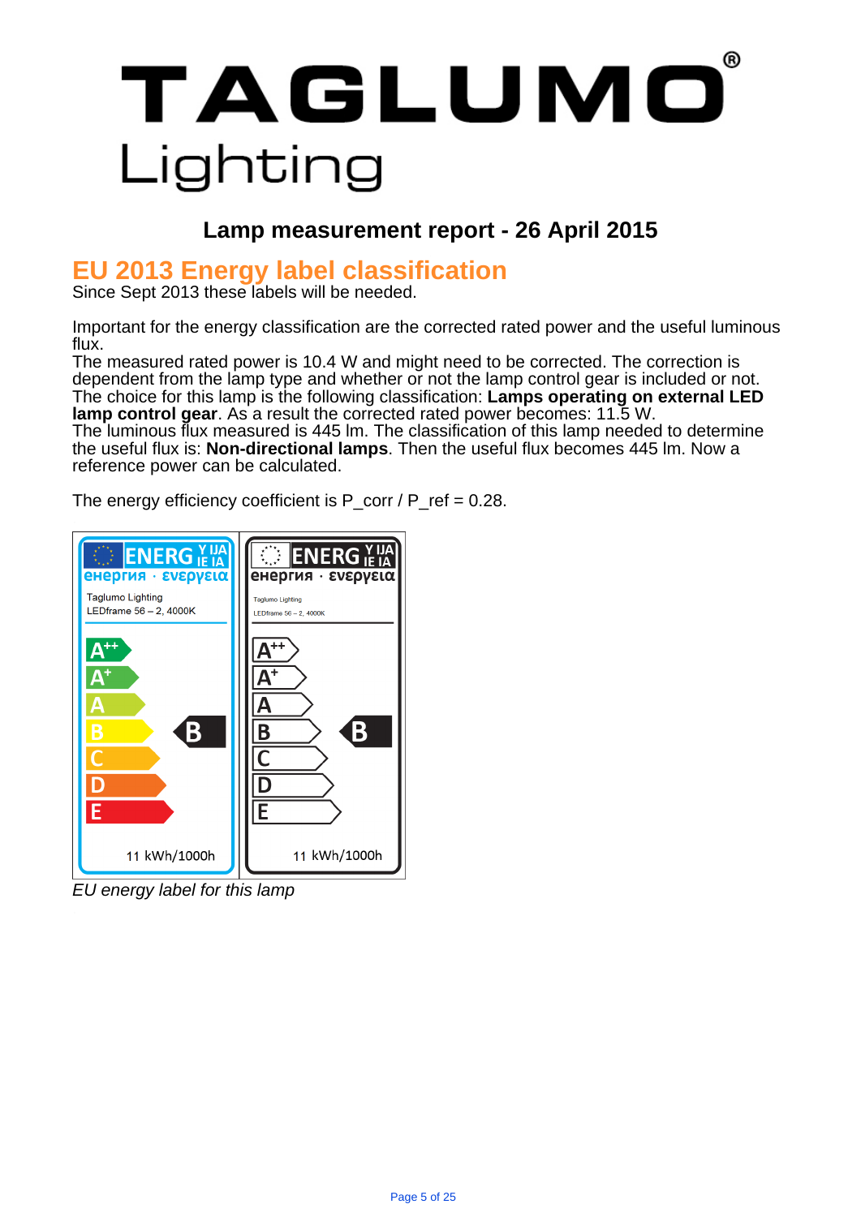# TAGLUMO® Lighting

## Lamp measurement report - 26 April 2015

## EU 2013 Energy label classification

Since Sept 2013 these labels will be needed.

Important for the energy classification are the corrected rated power and the useful luminous flux.
The measured rated power is 10.4 W and might need to be corrected. The correction is dependent from the lamp type and whether or not the lamp control gear is included or not. The choice for this lamp is the following classification: **Lamps operating on external LED lamp control gear**. As a result the corrected rated power becomes: 11.5 W.
The luminous flux measured is 445 lm. The classification of this lamp needed to determine the useful flux is: **Non-directional lamps**. Then the useful flux becomes 445 lm. Now a reference power can be calculated.

The energy efficiency coefficient is P_corr / P_ref = 0.28.

| ENERGY · ЕНЕРГИЯ · ΕΝΕΡΓΕΙΑ · ENERGIJA · ENERGIE | ENERGY · ЕНЕРГИЯ · ΕΝΕΡΓΕΙΑ · ENERGIJA · ENERGIE |
|---|---|
| Taglumo Lighting<br>LEDframe 56 – 2, 4000K | Taglumo Lighting<br>LEDframe 56 – 2, 4000K |
| A++ / A+ / A / B / C / D / E | A++ / A+ / A / B / C / D / E |
| Class: B | Class: B |
| 11 kWh/1000h | 11 kWh/1000h |

*EU energy label for this lamp*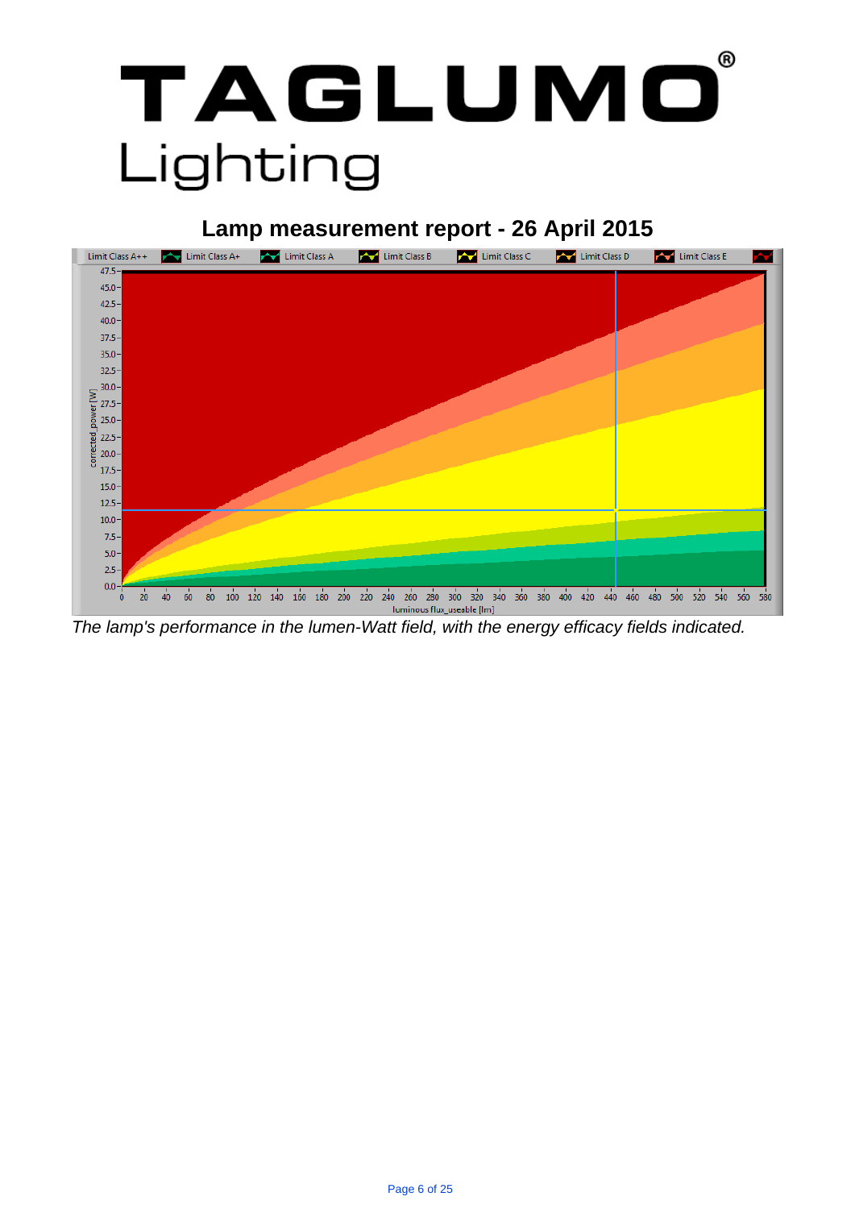# TAGLUMO® Lighting

## Lamp measurement report - 26 April 2015

*The lamp's performance in the lumen-Watt field, with the energy efficacy fields indicated.*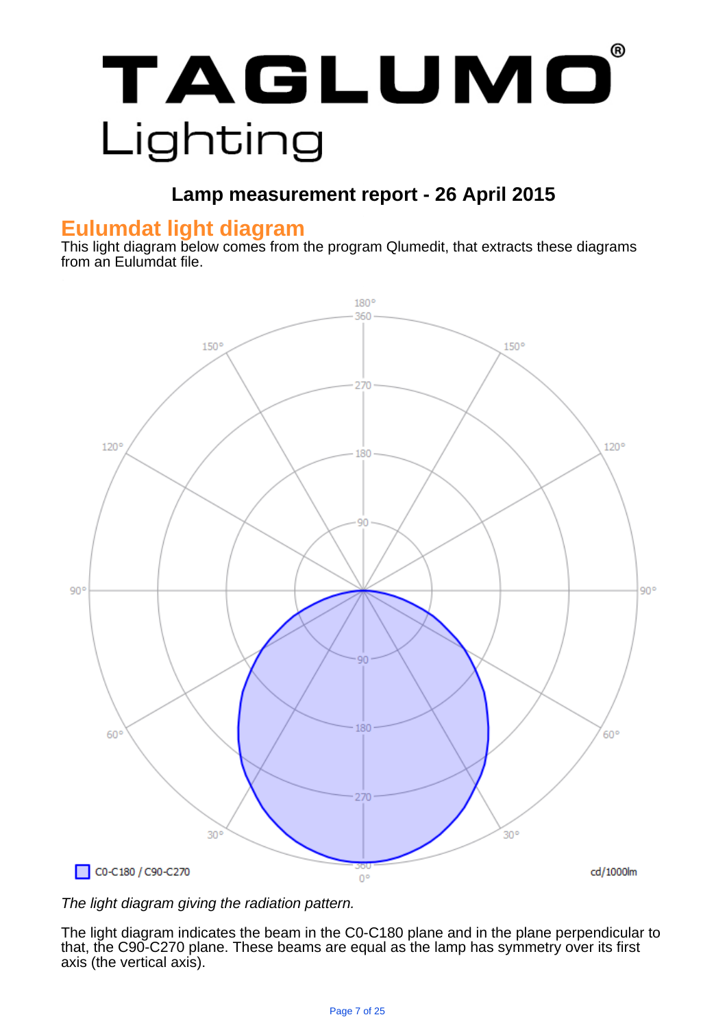# TAGLUMO® Lighting

## Lamp measurement report - 26 April 2015

## Eulumdat light diagram

This light diagram below comes from the program Qlumedit, that extracts these diagrams from an Eulumdat file.

*The light diagram giving the radiation pattern.*

The light diagram indicates the beam in the C0-C180 plane and in the plane perpendicular to that, the C90-C270 plane. These beams are equal as the lamp has symmetry over its first axis (the vertical axis).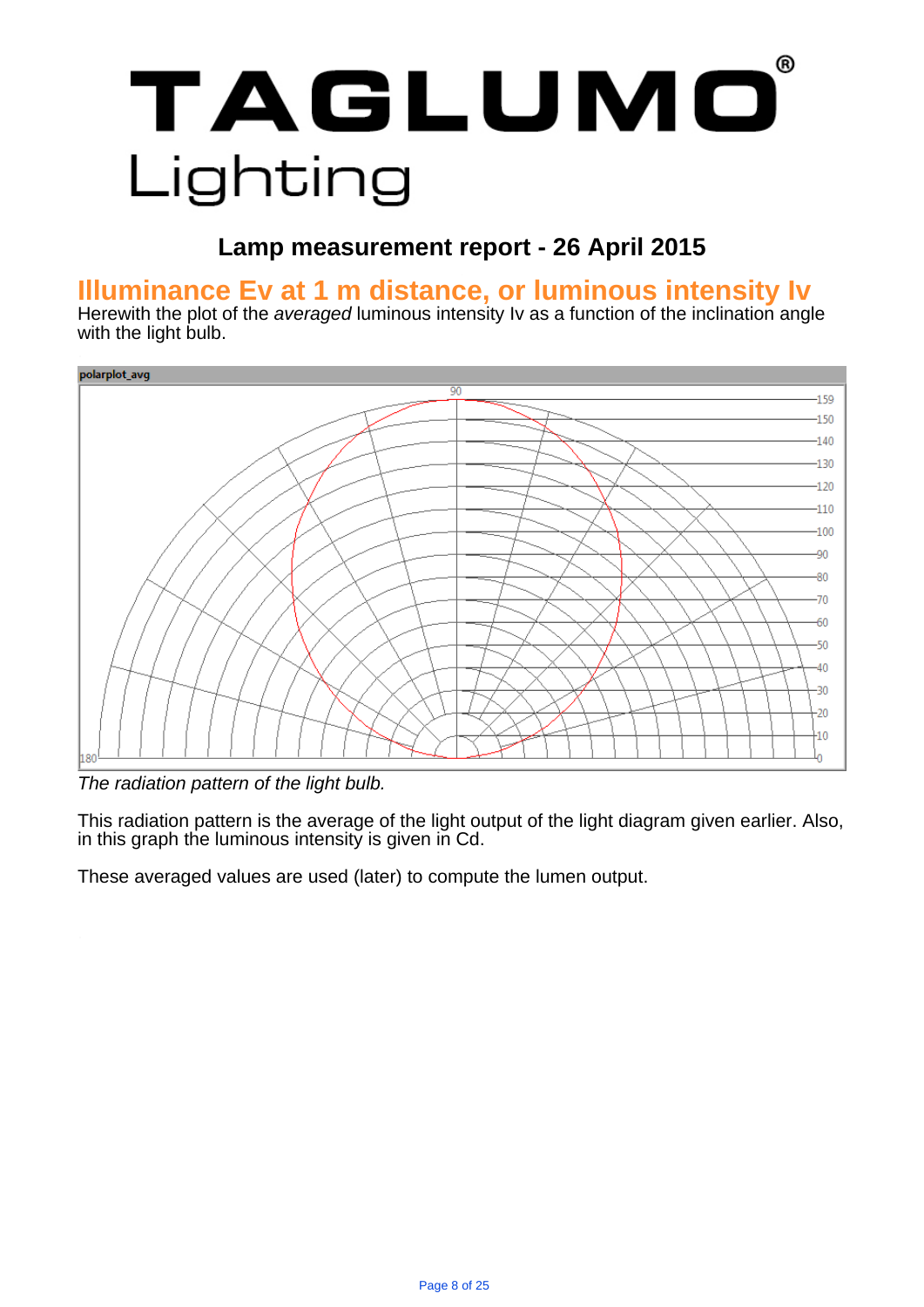# TAGLUMO® Lighting

## Lamp measurement report - 26 April 2015

## Illuminance Ev at 1 m distance, or luminous intensity Iv

Herewith the plot of the *averaged* luminous intensity Iv as a function of the inclination angle with the light bulb.

*The radiation pattern of the light bulb.*

This radiation pattern is the average of the light output of the light diagram given earlier. Also, in this graph the luminous intensity is given in Cd.

These averaged values are used (later) to compute the lumen output.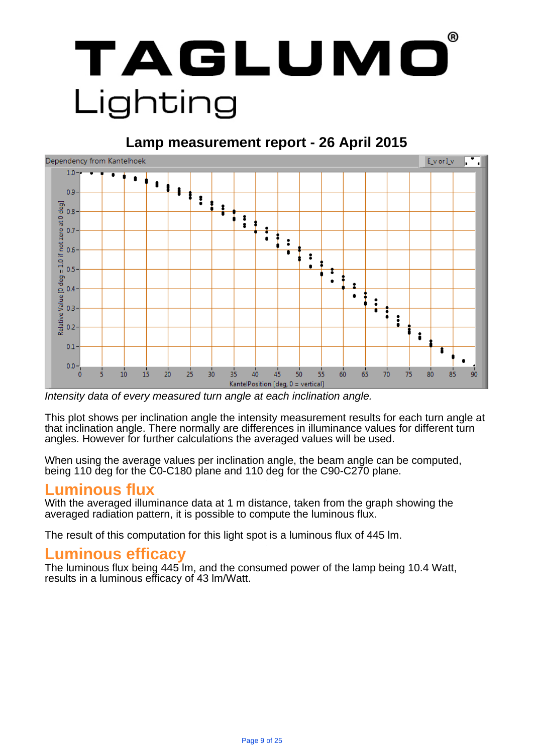# TAGLUMO® Lighting

## Lamp measurement report - 26 April 2015

*Intensity data of every measured turn angle at each inclination angle.*

This plot shows per inclination angle the intensity measurement results for each turn angle at that inclination angle. There normally are differences in illuminance values for different turn angles. However for further calculations the averaged values will be used.

When using the average values per inclination angle, the beam angle can be computed, being 110 deg for the C0-C180 plane and 110 deg for the C90-C270 plane.

## Luminous flux

With the averaged illuminance data at 1 m distance, taken from the graph showing the averaged radiation pattern, it is possible to compute the luminous flux.

The result of this computation for this light spot is a luminous flux of 445 lm.

## Luminous efficacy

The luminous flux being 445 lm, and the consumed power of the lamp being 10.4 Watt, results in a luminous efficacy of 43 lm/Watt.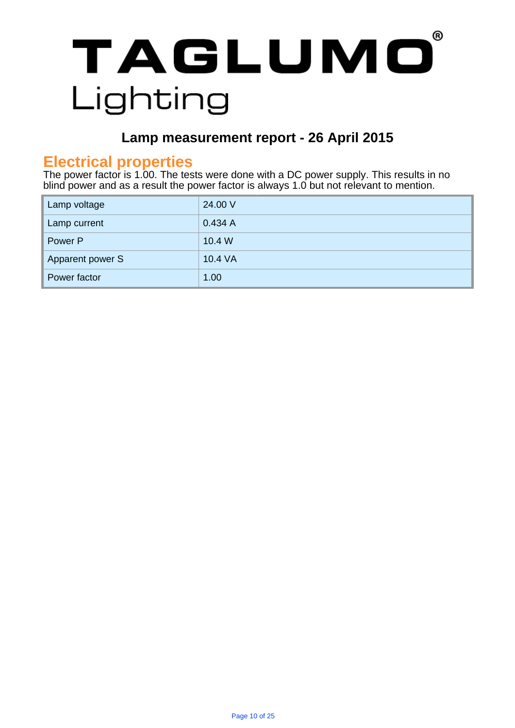# TAGLUMO® Lighting

## Lamp measurement report - 26 April 2015

## Electrical properties

The power factor is 1.00. The tests were done with a DC power supply. This results in no blind power and as a result the power factor is always 1.0 but not relevant to mention.

| | |
|---|---|
| Lamp voltage | 24.00 V |
| Lamp current | 0.434 A |
| Power P | 10.4 W |
| Apparent power S | 10.4 VA |
| Power factor | 1.00 |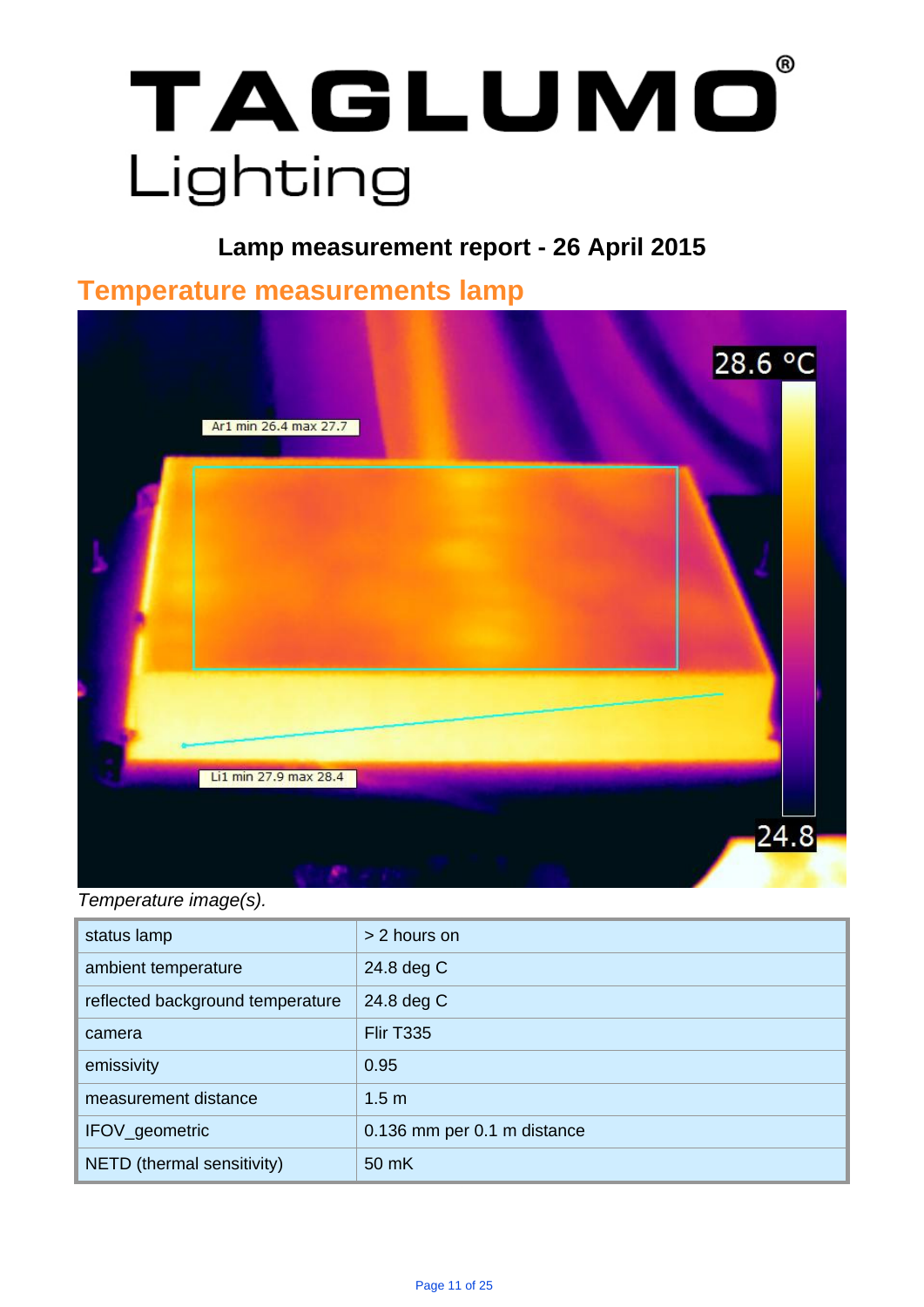# TAGLUMO® Lighting

**Lamp measurement report - 26 April 2015**

## Temperature measurements lamp

*Temperature image(s).*

| status lamp | > 2 hours on |
|---|---|
| ambient temperature | 24.8 deg C |
| reflected background temperature | 24.8 deg C |
| camera | Flir T335 |
| emissivity | 0.95 |
| measurement distance | 1.5 m |
| IFOV_geometric | 0.136 mm per 0.1 m distance |
| NETD (thermal sensitivity) | 50 mK |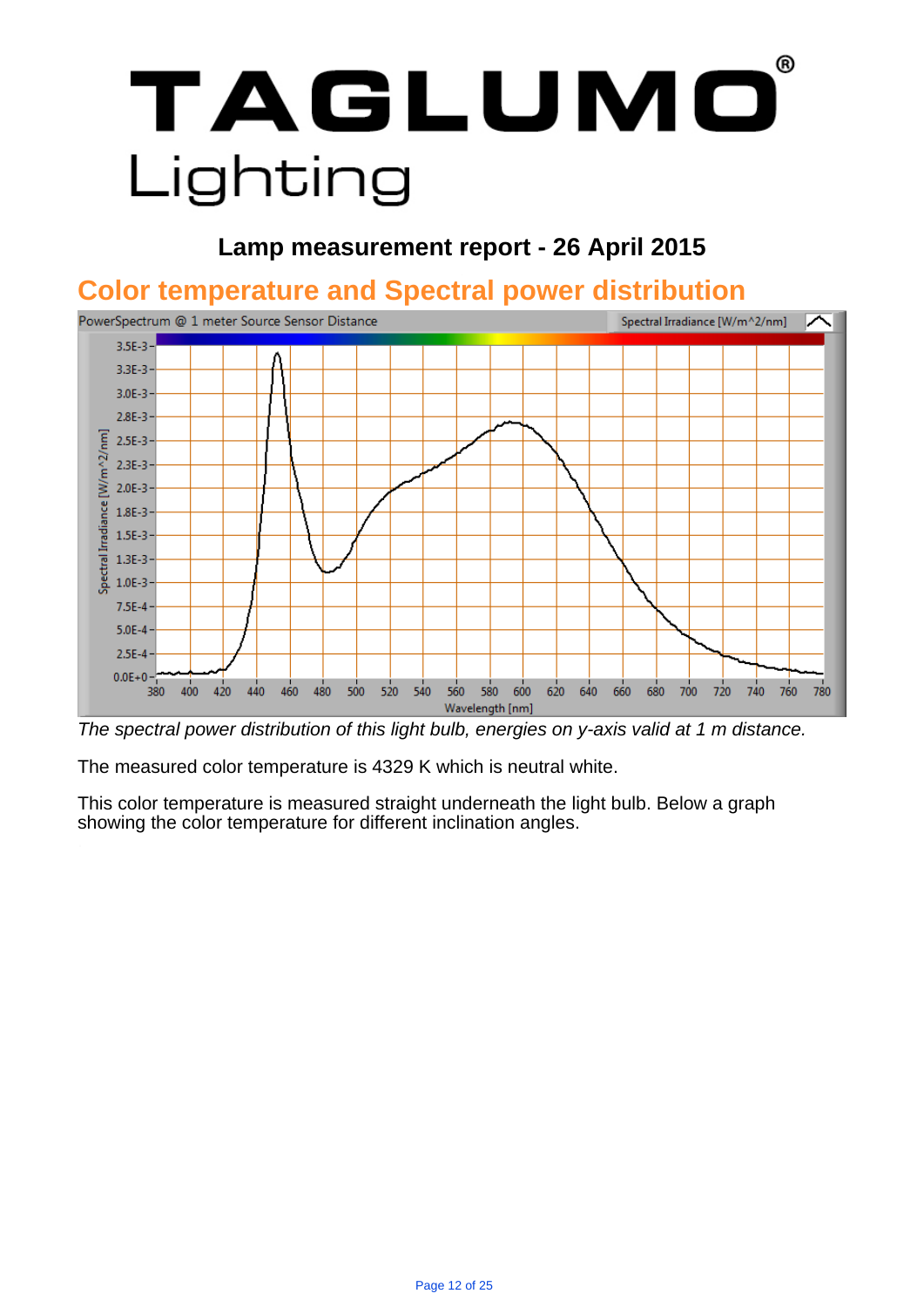# TAGLUMO® Lighting

## Lamp measurement report - 26 April 2015

## Color temperature and Spectral power distribution

*The spectral power distribution of this light bulb, energies on y-axis valid at 1 m distance.*

The measured color temperature is 4329 K which is neutral white.

This color temperature is measured straight underneath the light bulb. Below a graph showing the color temperature for different inclination angles.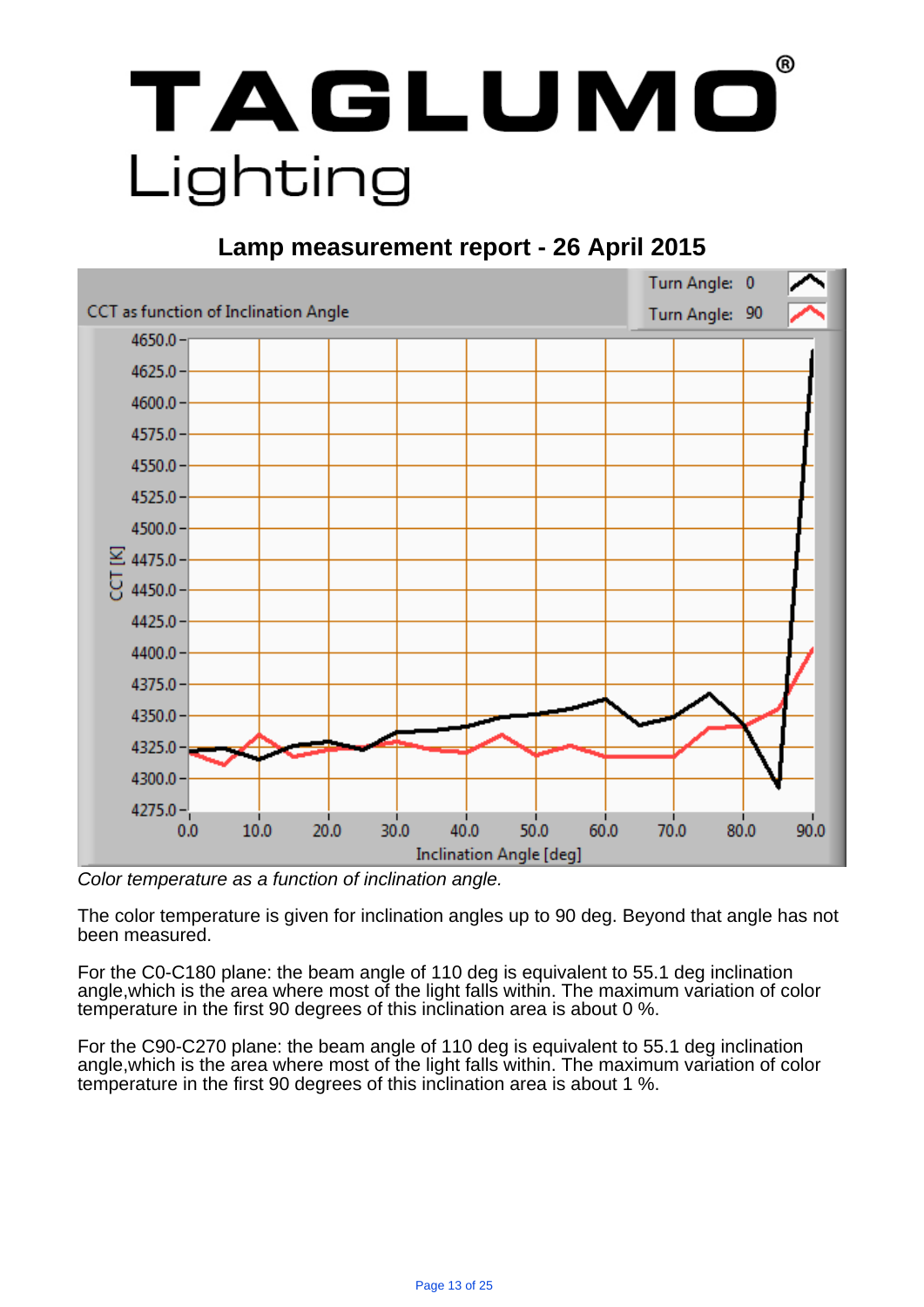# TAGLUMO® Lighting

## Lamp measurement report - 26 April 2015

*Color temperature as a function of inclination angle.*

The color temperature is given for inclination angles up to 90 deg. Beyond that angle has not been measured.

For the C0-C180 plane: the beam angle of 110 deg is equivalent to 55.1 deg inclination angle,which is the area where most of the light falls within. The maximum variation of color temperature in the first 90 degrees of this inclination area is about 0 %.

For the C90-C270 plane: the beam angle of 110 deg is equivalent to 55.1 deg inclination angle,which is the area where most of the light falls within. The maximum variation of color temperature in the first 90 degrees of this inclination area is about 1 %.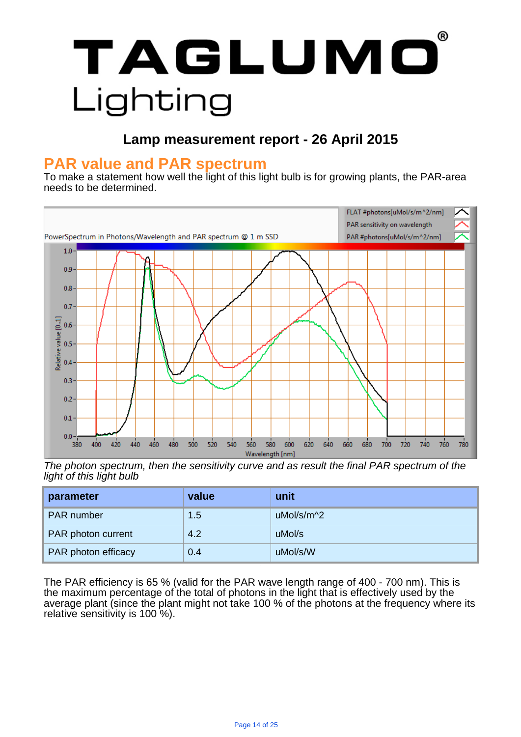# TAGLUMO® Lighting

## Lamp measurement report - 26 April 2015

## PAR value and PAR spectrum

To make a statement how well the light of this light bulb is for growing plants, the PAR-area needs to be determined.

*The photon spectrum, then the sensitivity curve and as result the final PAR spectrum of the light of this light bulb*

| parameter | value | unit |
|---|---|---|
| PAR number | 1.5 | uMol/s/m^2 |
| PAR photon current | 4.2 | uMol/s |
| PAR photon efficacy | 0.4 | uMol/s/W |

The PAR efficiency is 65 % (valid for the PAR wave length range of 400 - 700 nm). This is the maximum percentage of the total of photons in the light that is effectively used by the average plant (since the plant might not take 100 % of the photons at the frequency where its relative sensitivity is 100 %).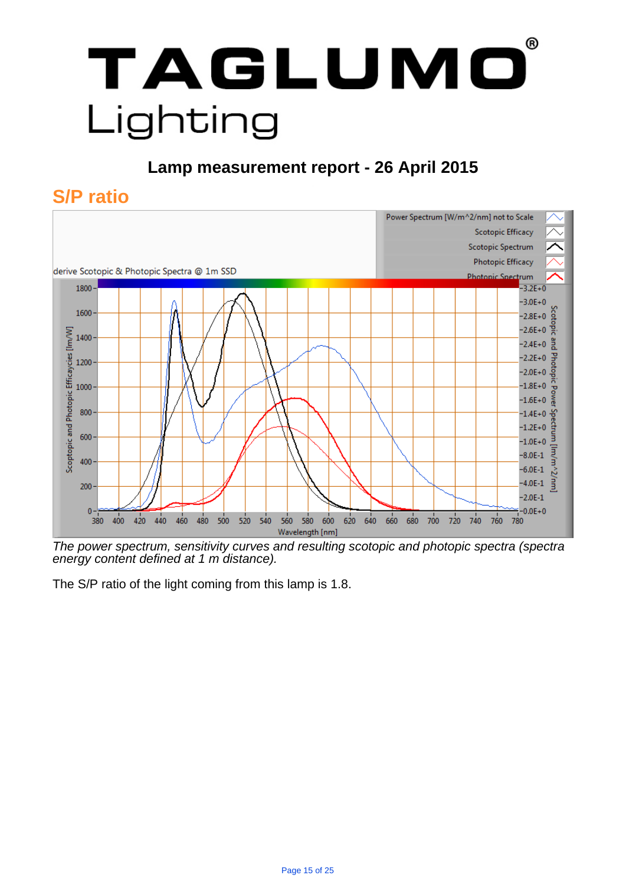# TAGLUMO® Lighting

## Lamp measurement report - 26 April 2015

## S/P ratio

*The power spectrum, sensitivity curves and resulting scotopic and photopic spectra (spectra energy content defined at 1 m distance).*

The S/P ratio of the light coming from this lamp is 1.8.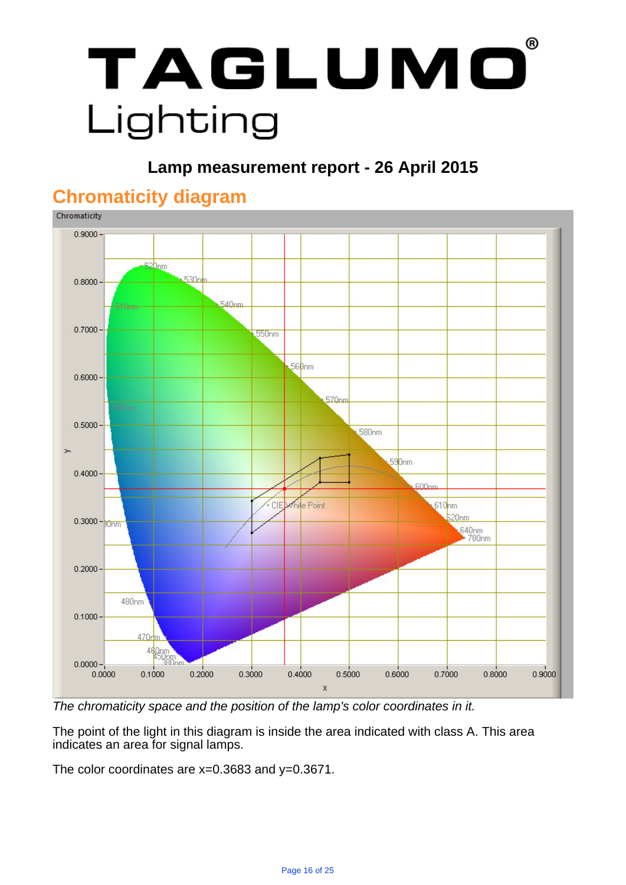# TAGLUMO® Lighting

**Lamp measurement report - 26 April 2015**

## Chromaticity diagram

*The chromaticity space and the position of the lamp's color coordinates in it.*

The point of the light in this diagram is inside the area indicated with class A. This area indicates an area for signal lamps.

The color coordinates are x=0.3683 and y=0.3671.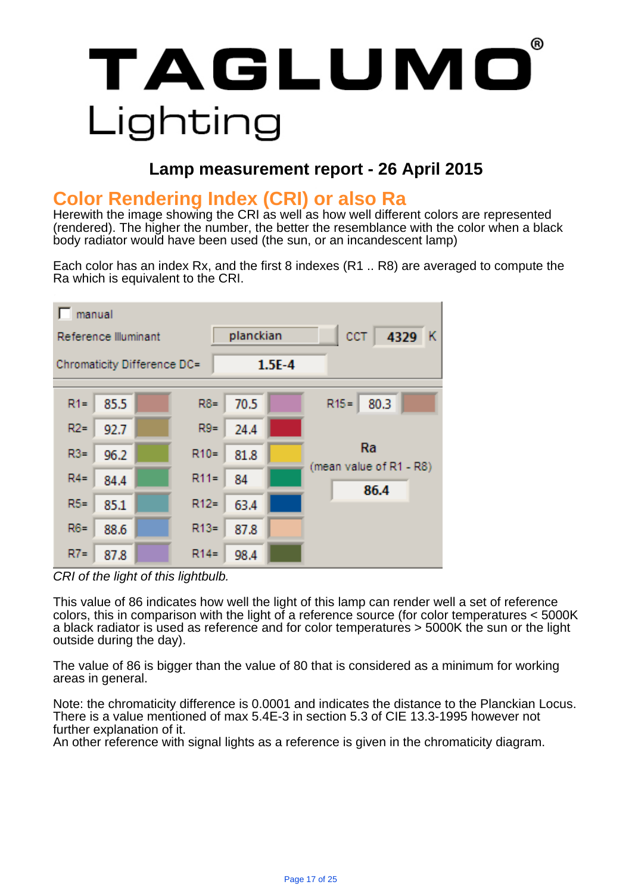# TAGLUMO® Lighting

## Lamp measurement report - 26 April 2015

## Color Rendering Index (CRI) or also Ra

Herewith the image showing the CRI as well as how well different colors are represented (rendered). The higher the number, the better the resemblance with the color when a black body radiator would have been used (the sun, or an incandescent lamp)

Each color has an index Rx, and the first 8 indexes (R1 .. R8) are averaged to compute the Ra which is equivalent to the CRI.

manual

| Reference Illuminant | planckian | CCT | 4329 K |
|---|---|---|---|
| Chromaticity Difference DC= | 1.5E-4 | | |

| Index | Value | Index | Value | Index | Value |
|---|---|---|---|---|---|
| R1= | 85.5 | R8= | 70.5 | R15= | 80.3 |
| R2= | 92.7 | R9= | 24.4 | | |
| R3= | 96.2 | R10= | 81.8 | Ra (mean value of R1 - R8) | 86.4 |
| R4= | 84.4 | R11= | 84 | | |
| R5= | 85.1 | R12= | 63.4 | | |
| R6= | 88.6 | R13= | 87.8 | | |
| R7= | 87.8 | R14= | 98.4 | | |

*CRI of the light of this lightbulb.*

This value of 86 indicates how well the light of this lamp can render well a set of reference colors, this in comparison with the light of a reference source (for color temperatures < 5000K a black radiator is used as reference and for color temperatures > 5000K the sun or the light outside during the day).

The value of 86 is bigger than the value of 80 that is considered as a minimum for working areas in general.

Note: the chromaticity difference is 0.0001 and indicates the distance to the Planckian Locus. There is a value mentioned of max 5.4E-3 in section 5.3 of CIE 13.3-1995 however not further explanation of it.
An other reference with signal lights as a reference is given in the chromaticity diagram.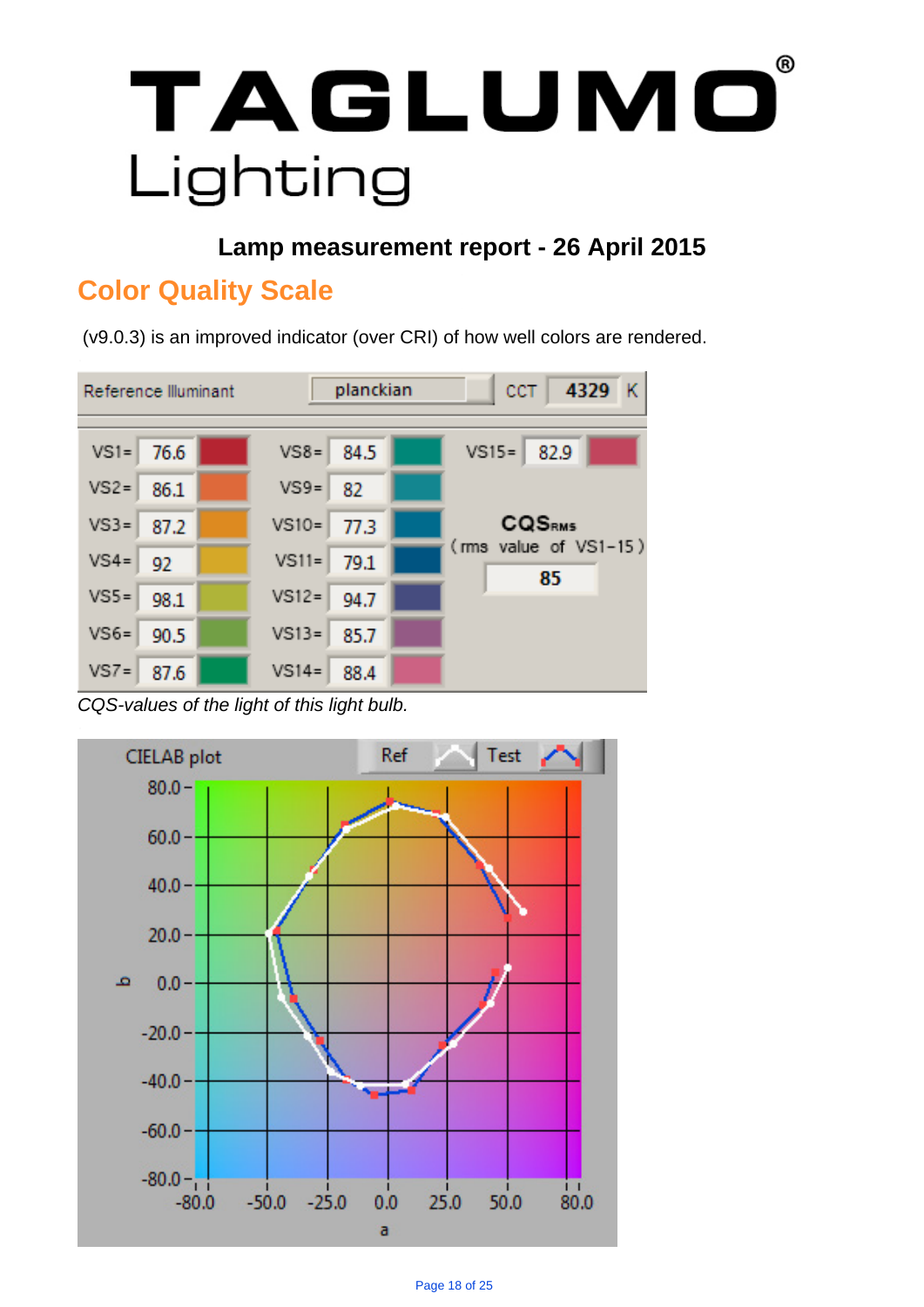# TAGLUMO® Lighting

**Lamp measurement report - 26 April 2015**

## Color Quality Scale

(v9.0.3) is an improved indicator (over CRI) of how well colors are rendered.

| Reference Illuminant | planckian | CCT | 4329 K |
|---|---|---|---|

| | | | | | |
|---|---|---|---|---|---|
| VS1= | 76.6 | VS8= | 84.5 | VS15= | 82.9 |
| VS2= | 86.1 | VS9= | 82 | | |
| VS3= | 87.2 | VS10= | 77.3 | CQS<sub>RMS</sub> (rms value of VS1-15) | 85 |
| VS4= | 92 | VS11= | 79.1 | | |
| VS5= | 98.1 | VS12= | 94.7 | | |
| VS6= | 90.5 | VS13= | 85.7 | | |
| VS7= | 87.6 | VS14= | 88.4 | | |

*CQS-values of the light of this light bulb.*

CIELAB plot (Ref / Test)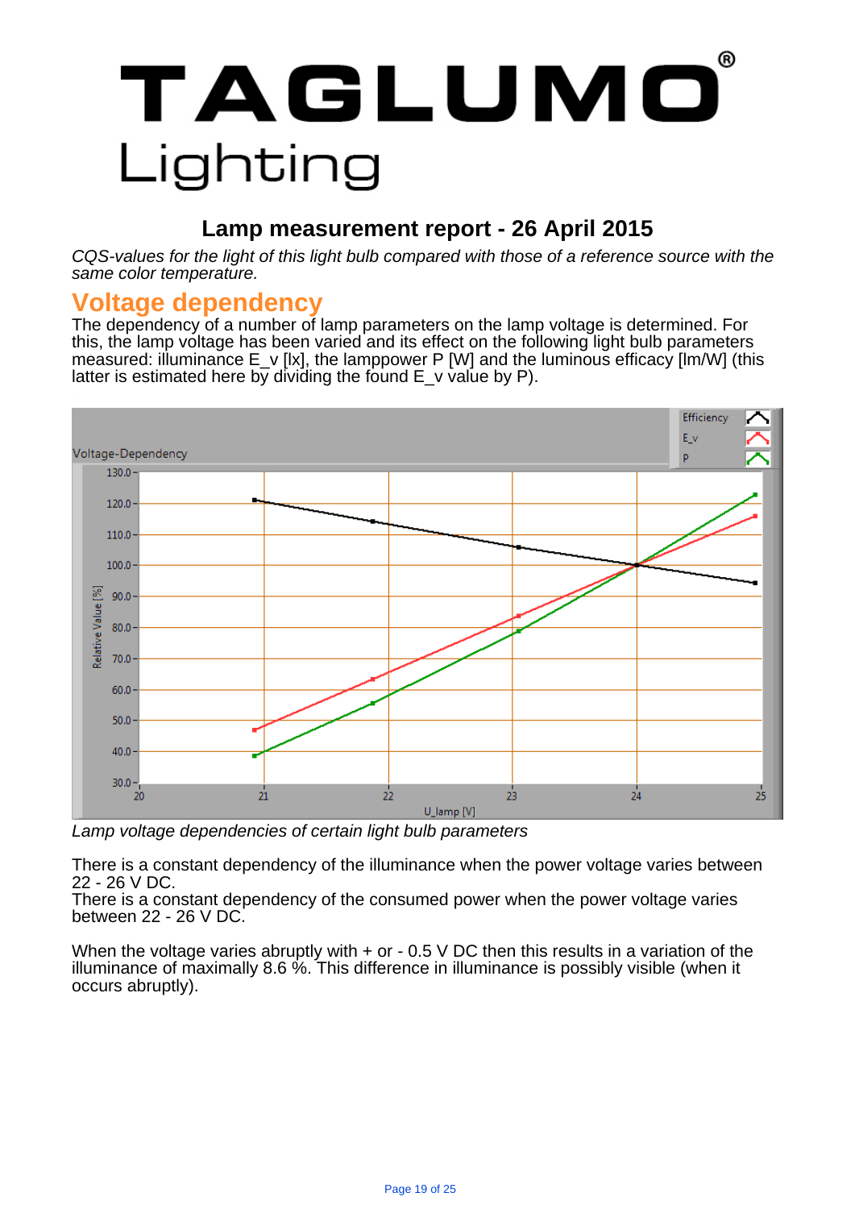# TAGLUMO® Lighting

## Lamp measurement report - 26 April 2015

*CQS-values for the light of this light bulb compared with those of a reference source with the same color temperature.*

## Voltage dependency

The dependency of a number of lamp parameters on the lamp voltage is determined. For this, the lamp voltage has been varied and its effect on the following light bulb parameters measured: illuminance E_v [lx], the lamppower P [W] and the luminous efficacy [lm/W] (this latter is estimated here by dividing the found E_v value by P).

*Lamp voltage dependencies of certain light bulb parameters*

There is a constant dependency of the illuminance when the power voltage varies between 22 - 26 V DC.
There is a constant dependency of the consumed power when the power voltage varies between 22 - 26 V DC.

When the voltage varies abruptly with + or - 0.5 V DC then this results in a variation of the illuminance of maximally 8.6 %. This difference in illuminance is possibly visible (when it occurs abruptly).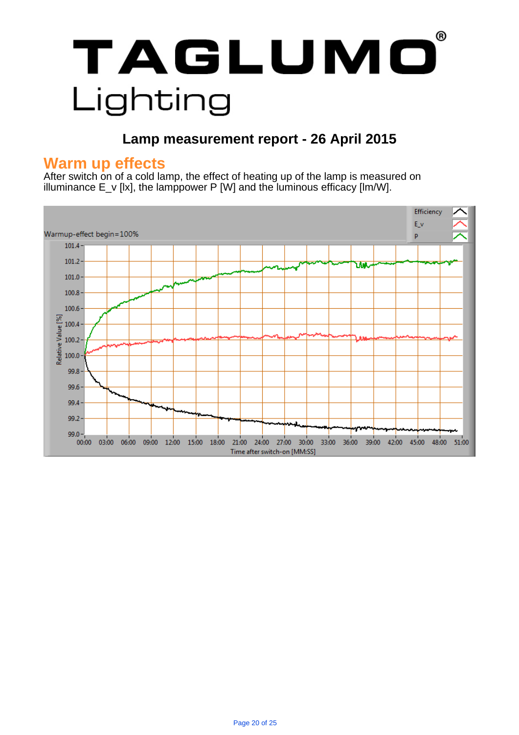# TAGLUMO® Lighting

## Lamp measurement report - 26 April 2015

### Warm up effects

After switch on of a cold lamp, the effect of heating up of the lamp is measured on illuminance E_v [lx], the lamppower P [W] and the luminous efficacy [lm/W].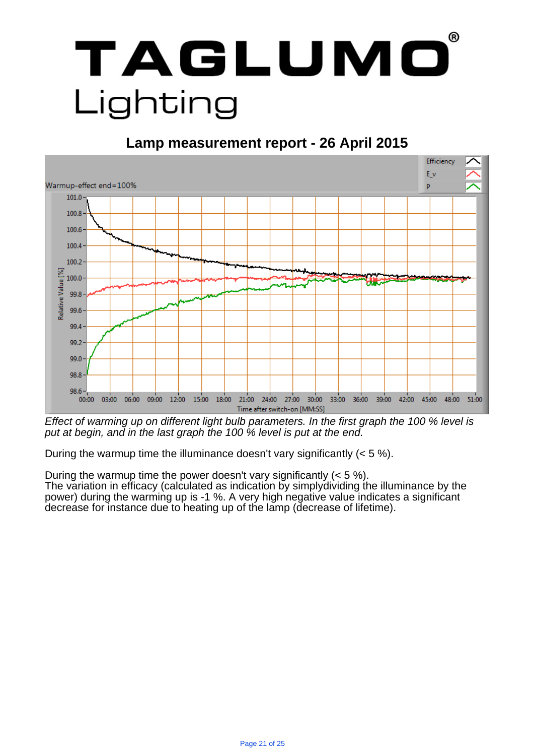# TAGLUMO® Lighting

## Lamp measurement report - 26 April 2015

*Effect of warming up on different light bulb parameters. In the first graph the 100 % level is put at begin, and in the last graph the 100 % level is put at the end.*

During the warmup time the illuminance doesn't vary significantly (< 5 %).

During the warmup time the power doesn't vary significantly (< 5 %).
The variation in efficacy (calculated as indication by simplydividing the illuminance by the power) during the warming up is -1 %. A very high negative value indicates a significant decrease for instance due to heating up of the lamp (decrease of lifetime).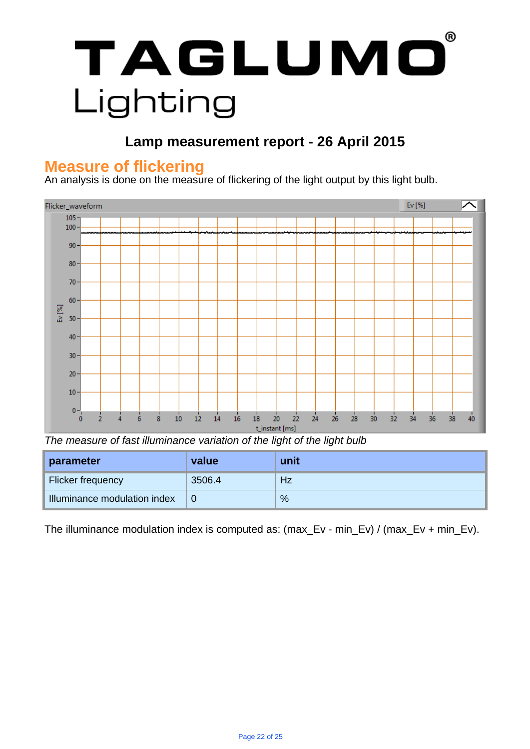# TAGLUMO® Lighting

## Lamp measurement report - 26 April 2015

## Measure of flickering

An analysis is done on the measure of flickering of the light output by this light bulb.

*The measure of fast illuminance variation of the light of the light bulb*

| parameter | value | unit |
|---|---|---|
| Flicker frequency | 3506.4 | Hz |
| Illuminance modulation index | 0 | % |

The illuminance modulation index is computed as: (max_Ev - min_Ev) / (max_Ev + min_Ev).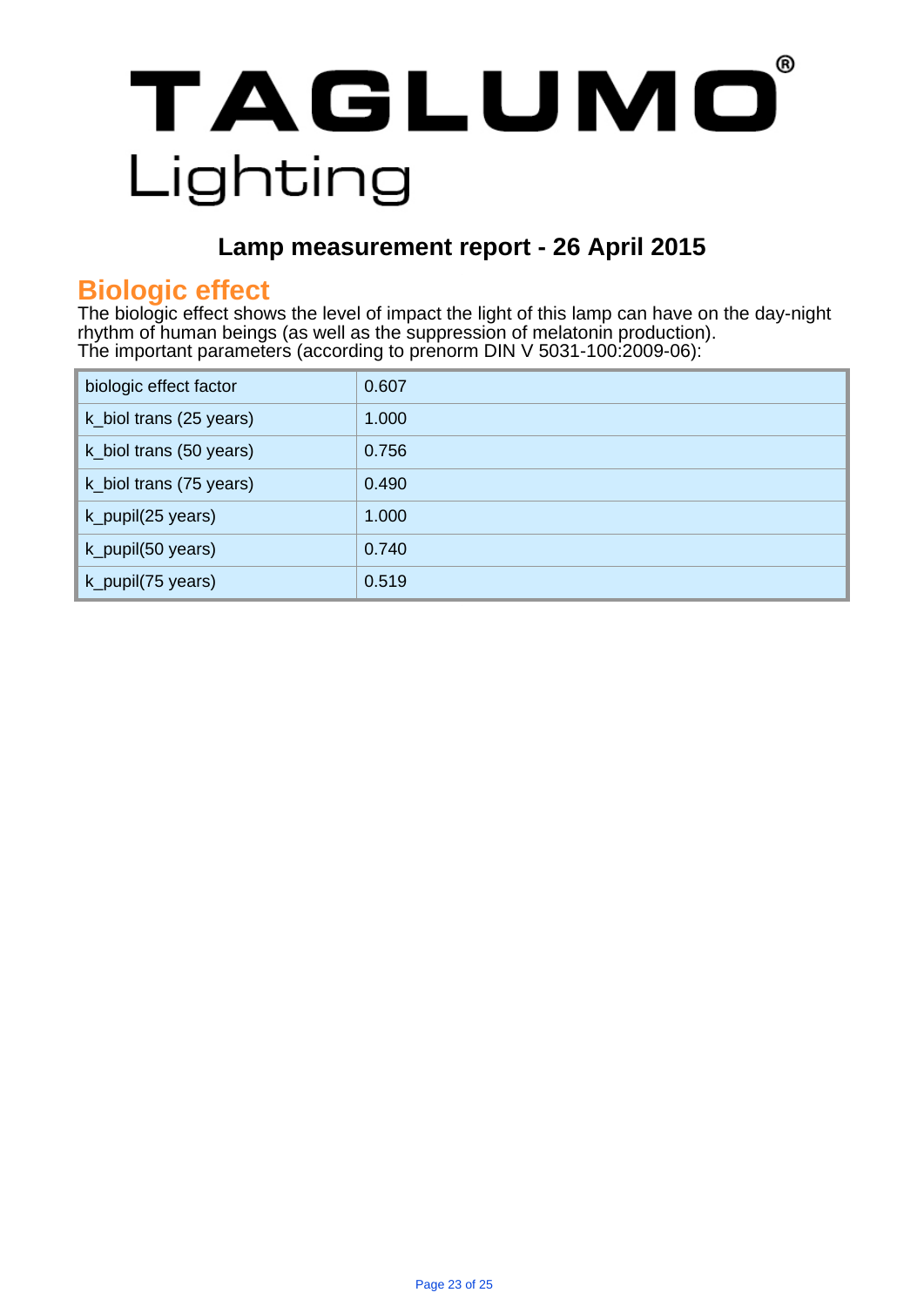# TAGLUMO® Lighting

## Lamp measurement report - 26 April 2015

## Biologic effect

The biologic effect shows the level of impact the light of this lamp can have on the day-night rhythm of human beings (as well as the suppression of melatonin production).
The important parameters (according to prenorm DIN V 5031-100:2009-06):

| | |
|---|---|
| biologic effect factor | 0.607 |
| k_biol trans (25 years) | 1.000 |
| k_biol trans (50 years) | 0.756 |
| k_biol trans (75 years) | 0.490 |
| k_pupil(25 years) | 1.000 |
| k_pupil(50 years) | 0.740 |
| k_pupil(75 years) | 0.519 |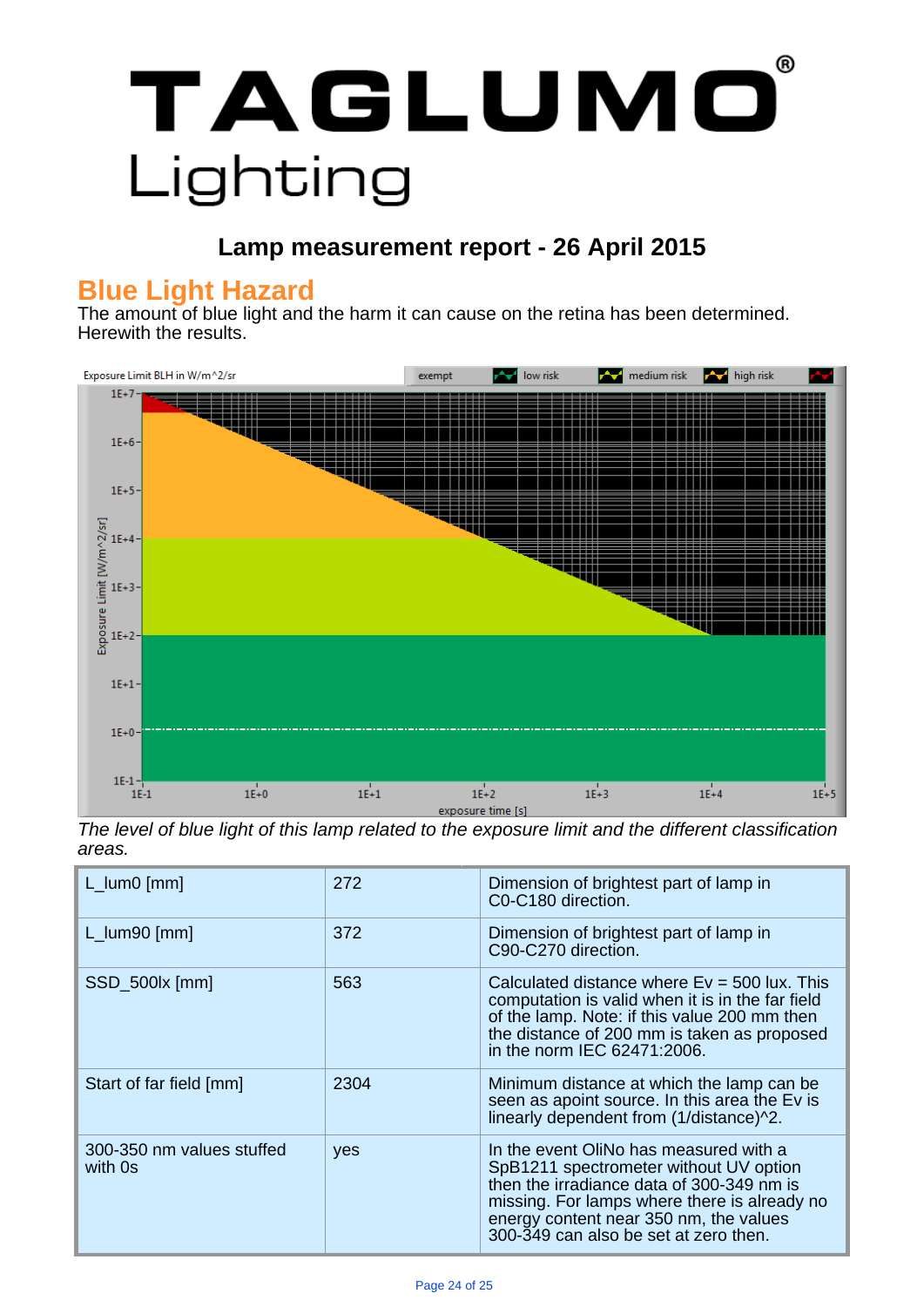# TAGLUMO® Lighting

## Lamp measurement report - 26 April 2015

## Blue Light Hazard

The amount of blue light and the harm it can cause on the retina has been determined. Herewith the results.

*The level of blue light of this lamp related to the exposure limit and the different classification areas.*

| | | |
|---|---|---|
| L_lum0 [mm] | 272 | Dimension of brightest part of lamp in C0-C180 direction. |
| L_lum90 [mm] | 372 | Dimension of brightest part of lamp in C90-C270 direction. |
| SSD_500lx [mm] | 563 | Calculated distance where Ev = 500 lux. This computation is valid when it is in the far field of the lamp. Note: if this value 200 mm then the distance of 200 mm is taken as proposed in the norm IEC 62471:2006. |
| Start of far field [mm] | 2304 | Minimum distance at which the lamp can be seen as apoint source. In this area the Ev is linearly dependent from (1/distance)^2. |
| 300-350 nm values stuffed with 0s | yes | In the event OliNo has measured with a SpB1211 spectrometer without UV option then the irradiance data of 300-349 nm is missing. For lamps where there is already no energy content near 350 nm, the values 300-349 can also be set at zero then. |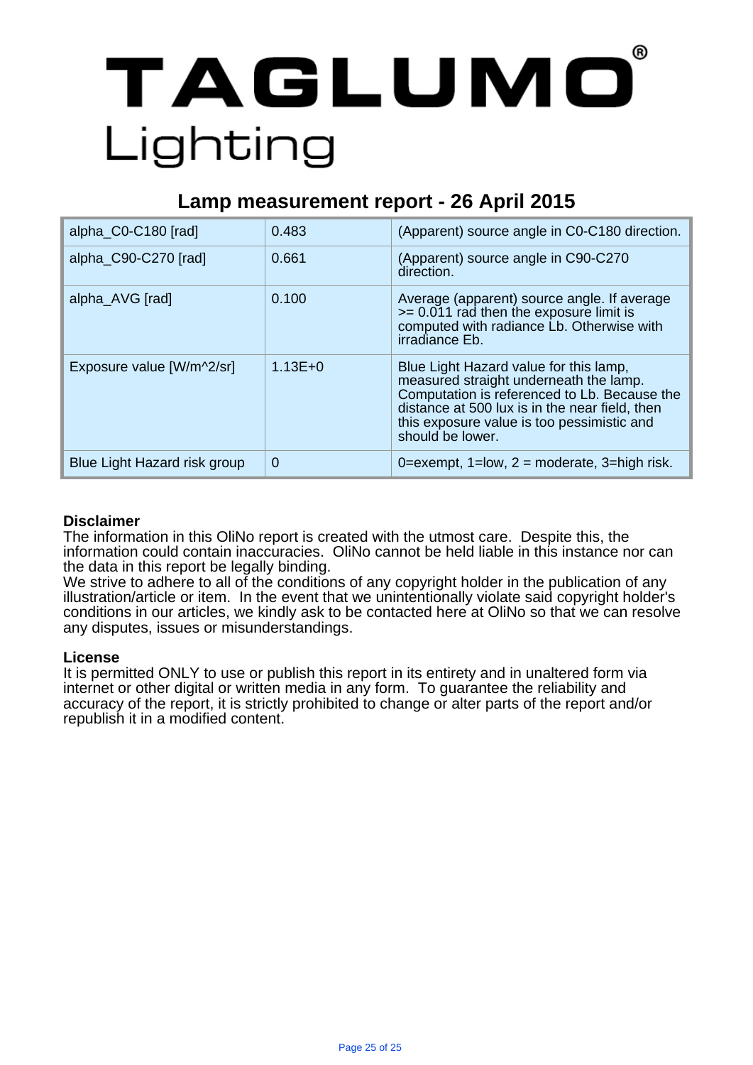# TAGLUMO® Lighting

## Lamp measurement report - 26 April 2015

| | | |
|---|---|---|
| alpha_C0-C180 [rad] | 0.483 | (Apparent) source angle in C0-C180 direction. |
| alpha_C90-C270 [rad] | 0.661 | (Apparent) source angle in C90-C270 direction. |
| alpha_AVG [rad] | 0.100 | Average (apparent) source angle. If average >= 0.011 rad then the exposure limit is computed with radiance Lb. Otherwise with irradiance Eb. |
| Exposure value [W/m^2/sr] | 1.13E+0 | Blue Light Hazard value for this lamp, measured straight underneath the lamp. Computation is referenced to Lb. Because the distance at 500 lux is in the near field, then this exposure value is too pessimistic and should be lower. |
| Blue Light Hazard risk group | 0 | 0=exempt, 1=low, 2 = moderate, 3=high risk. |

**Disclaimer**
The information in this OliNo report is created with the utmost care. Despite this, the information could contain inaccuracies. OliNo cannot be held liable in this instance nor can the data in this report be legally binding.
We strive to adhere to all of the conditions of any copyright holder in the publication of any illustration/article or item. In the event that we unintentionally violate said copyright holder's conditions in our articles, we kindly ask to be contacted here at OliNo so that we can resolve any disputes, issues or misunderstandings.

**License**
It is permitted ONLY to use or publish this report in its entirety and in unaltered form via internet or other digital or written media in any form. To guarantee the reliability and accuracy of the report, it is strictly prohibited to change or alter parts of the report and/or republish it in a modified content.